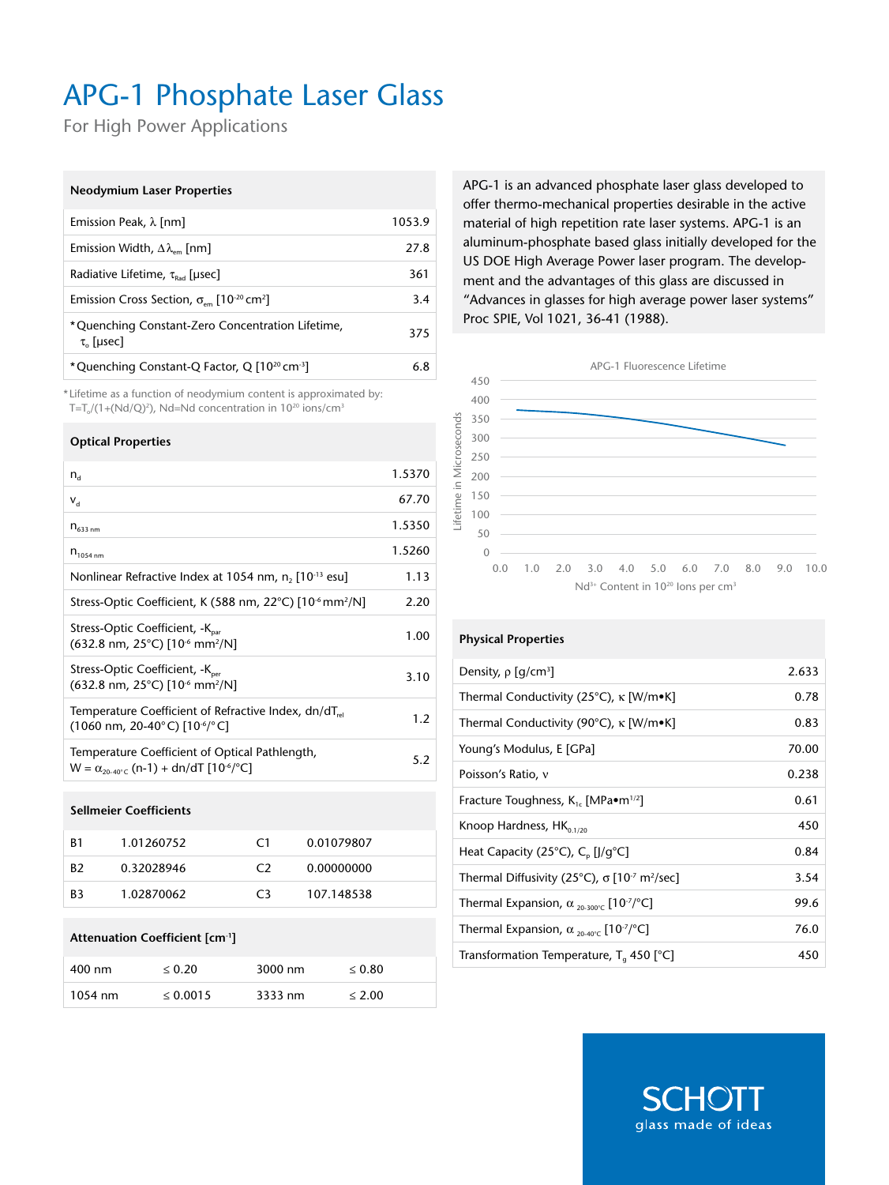# APG-1 Phosphate Laser Glass

For High Power Applications

APG-1 is an advanced phosphate laser glass developed to offer thermo-mechanical properties desirable in the active material of high repetition rate laser systems. APG-1 is an aluminum-phosphate based glass initially developed for the US DOE High Average Power laser program. The development and the advantages of this glass are discussed in "Advances in glasses for high average power laser systems" Proc SPIE, Vol 1021, 36-41 (1988).

| Neodymium Laser Properties | |
|---|---|
| Emission Peak, $\lambda$ [nm] | 1053.9 |
| Emission Width, $\Delta\lambda_{em}$ [nm] | 27.8 |
| Radiative Lifetime, $\tau_{Rad}$ [µsec] | 361 |
| Emission Cross Section, $\sigma_{em}$ [$10^{-20}$ cm$^2$] | 3.4 |
| *Quenching Constant-Zero Concentration Lifetime, $\tau_o$ [µsec] | 375 |
| *Quenching Constant-Q Factor, Q [$10^{20}$ cm$^{-3}$] | 6.8 |

*Lifetime as a function of neodymium content is approximated by: $T=T_o/(1+(Nd/Q)^2)$, Nd=Nd concentration in $10^{20}$ ions/cm$^3$

APG-1 Fluorescence Lifetime

(Chart: Lifetime in Microseconds vs. $Nd^{3+}$ Content in $10^{20}$ Ions per cm$^3$)

| Optical Properties | |
|---|---|
| $n_d$ | 1.5370 |
| $v_d$ | 67.70 |
| $n_{633\ nm}$ | 1.5350 |
| $n_{1054\ nm}$ | 1.5260 |
| Nonlinear Refractive Index at 1054 nm, $n_2$ [$10^{-13}$ esu] | 1.13 |
| Stress-Optic Coefficient, K (588 nm, 22°C) [$10^{-6}$ mm$^2$/N] | 2.20 |
| Stress-Optic Coefficient, $-K_{par}$ (632.8 nm, 25°C) [$10^{-6}$ mm$^2$/N] | 1.00 |
| Stress-Optic Coefficient, $-K_{per}$ (632.8 nm, 25°C) [$10^{-6}$ mm$^2$/N] | 3.10 |
| Temperature Coefficient of Refractive Index, $dn/dT_{rel}$ (1060 nm, 20-40°C) [$10^{-6}$/°C] | 1.2 |
| Temperature Coefficient of Optical Pathlength, $W = \alpha_{20\text{-}40°C}\ (n-1) + dn/dT$ [$10^{-6}$/°C] | 5.2 |

| Physical Properties | |
|---|---|
| Density, $\rho$ [g/cm$^3$] | 2.633 |
| Thermal Conductivity (25°C), $\kappa$ [W/m•K] | 0.78 |
| Thermal Conductivity (90°C), $\kappa$ [W/m•K] | 0.83 |
| Young's Modulus, E [GPa] | 70.00 |
| Poisson's Ratio, $\nu$ | 0.238 |
| Fracture Toughness, $K_{1c}$ [MPa•m$^{1/2}$] | 0.61 |
| Knoop Hardness, $HK_{0.1/20}$ | 450 |
| Heat Capacity (25°C), $C_p$ [J/g°C] | 0.84 |
| Thermal Diffusivity (25°C), $\sigma$ [$10^{-7}$ m$^2$/sec] | 3.54 |
| Thermal Expansion, $\alpha_{20\text{-}300°C}$ [$10^{-7}$/°C] | 99.6 |
| Thermal Expansion, $\alpha_{20\text{-}40°C}$ [$10^{-7}$/°C] | 76.0 |
| Transformation Temperature, $T_g$ 450 [°C] | 450 |

| Sellmeier Coefficients | | | |
|---|---|---|---|
| B1 | 1.01260752 | C1 | 0.01079807 |
| B2 | 0.32028946 | C2 | 0.00000000 |
| B3 | 1.02870062 | C3 | 107.148538 |

| Attenuation Coefficient [cm$^{-1}$] | | | |
|---|---|---|---|
| 400 nm | ≤ 0.20 | 3000 nm | ≤ 0.80 |
| 1054 nm | ≤ 0.0015 | 3333 nm | ≤ 2.00 |

SCHOTT glass made of ideas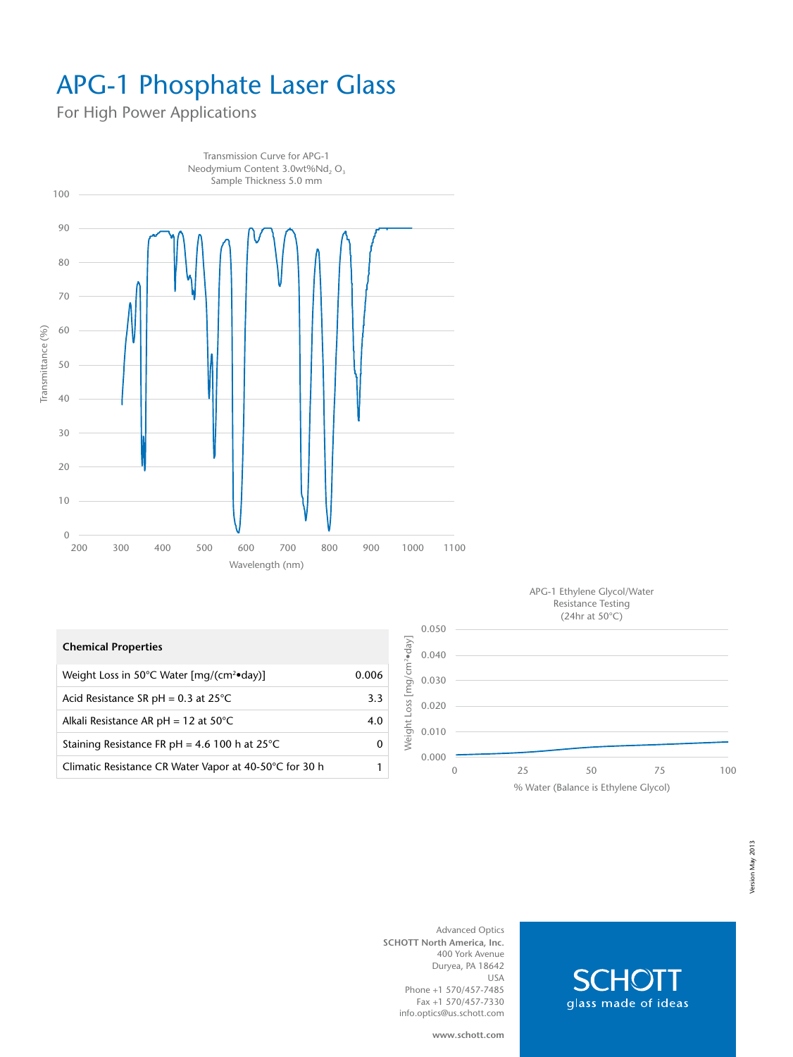# APG-1 Phosphate Laser Glass

For High Power Applications

Transmission Curve for APG-1
Neodymium Content 3.0wt% $Nd_2O_3$
Sample Thickness 5.0 mm

Transmittance (%)
0 10 20 30 40 50 60 70 80 90 100
Wavelength (nm)
200 300 400 500 600 700 800 900 1000 1100

| Chemical Properties | |
|---|---|
| Weight Loss in 50°C Water [mg/(cm²•day)] | 0.006 |
| Acid Resistance SR pH = 0.3 at 25°C | 3.3 |
| Alkali Resistance AR pH = 12 at 50°C | 4.0 |
| Staining Resistance FR pH = 4.6 100 h at 25°C | 0 |
| Climatic Resistance CR Water Vapor at 40-50°C for 30 h | 1 |

APG-1 Ethylene Glycol/Water
Resistance Testing
(24hr at 50°C)

Weight Loss [mg/cm²•day]
0.000 0.010 0.020 0.030 0.040 0.050
% Water (Balance is Ethylene Glycol)
0 25 50 75 100

Version May 2013

Advanced Optics
**SCHOTT North America, Inc.**
400 York Avenue
Duryea, PA 18642
USA
Phone +1 570/457-7485
Fax +1 570/457-7330
info.optics@us.schott.com

**www.schott.com**

SCHOTT
glass made of ideas